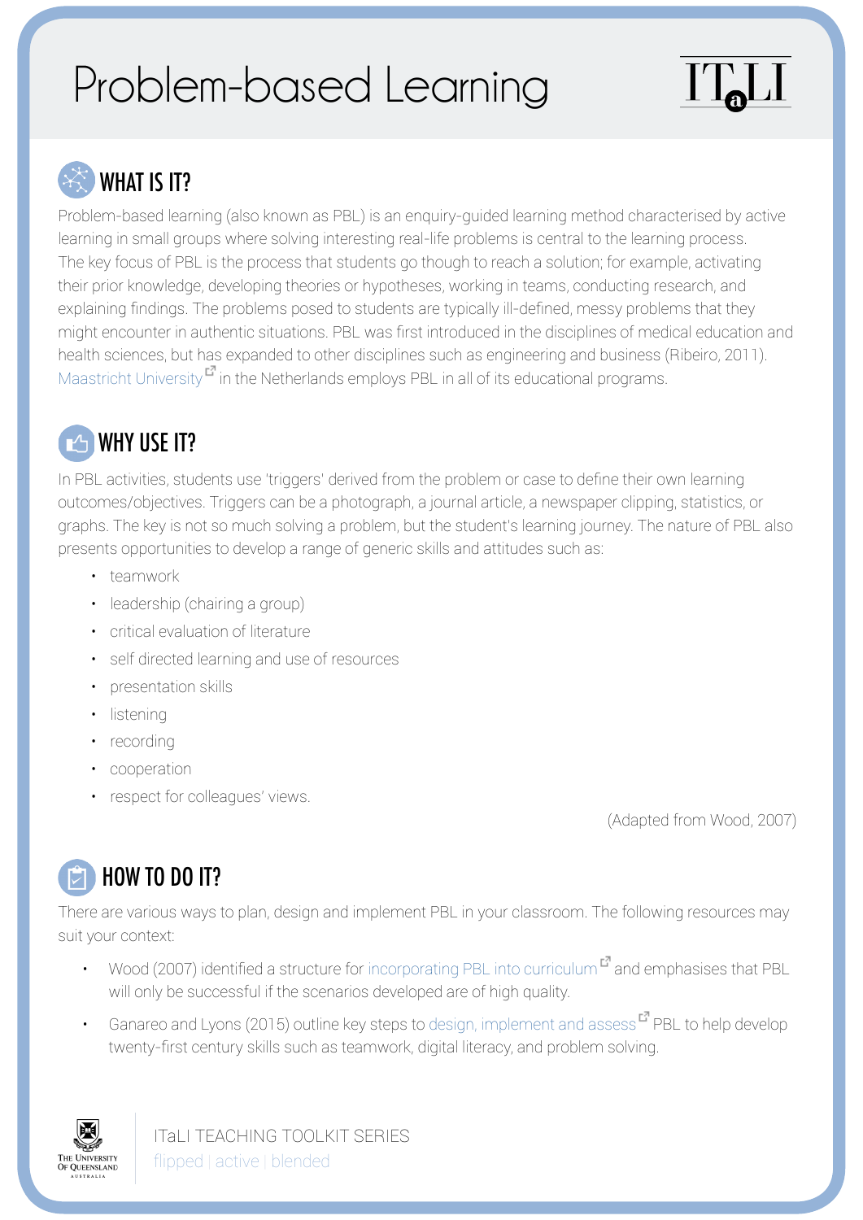# Problem-based Learning

## WHAT IS IT?

Problem-based learning (also known as PBL) is an enquiry-guided learning method characterised by active learning in small groups where solving interesting real-life problems is central to the learning process. The key focus of PBL is the process that students go though to reach a solution; for example, activating their prior knowledge, developing theories or hypotheses, working in teams, conducting research, and explaining findings. The problems posed to students are typically ill-defined, messy problems that they might encounter in authentic situations. PBL was first introduced in the disciplines of medical education and health sciences, but has expanded to other disciplines such as engineering and business (Ribeiro, 2011). Maastricht University in the Netherlands employs PBL in all of its educational programs.

## WHY USE IT?

In PBL activities, students use 'triggers' derived from the problem or case to define their own learning outcomes/objectives. Triggers can be a photograph, a journal article, a newspaper clipping, statistics, or graphs. The key is not so much solving a problem, but the student's learning journey. The nature of PBL also presents opportunities to develop a range of generic skills and attitudes such as:

- teamwork
- leadership (chairing a group)
- critical evaluation of literature
- self directed learning and use of resources
- presentation skills
- listening
- recording
- cooperation
- respect for colleagues' views.

(Adapted from Wood, 2007)

## HOW TO DO IT?

There are various ways to plan, design and implement PBL in your classroom. The following resources may suit your context:

- Wood (2007) identified a structure for incorporating PBL into curriculum and emphasises that PBL will only be successful if the scenarios developed are of high quality.
- Ganareo and Lyons (2015) outline key steps to design, implement and assess PBL to help develop twenty-first century skills such as teamwork, digital literacy, and problem solving.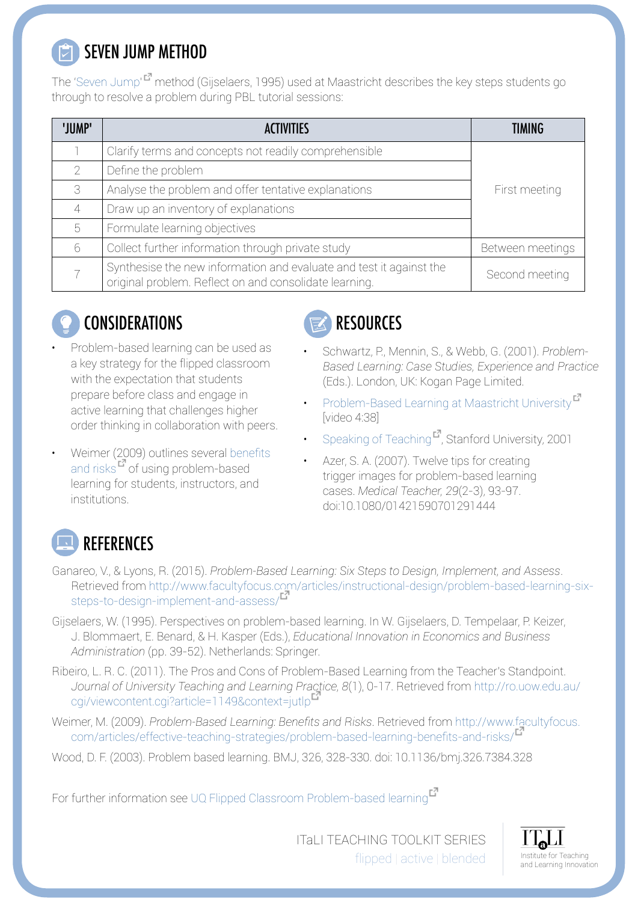## SEVEN JUMP METHOD

The 'Seven Jump' method (Gijselaers, 1995) used at Maastricht describes the key steps students go through to resolve a problem during PBL tutorial sessions:

| 'JUMP' | ACTIVITIES | TIMING |
|---|---|---|
| 1 | Clarify terms and concepts not readily comprehensible | First meeting |
| 2 | Define the problem | |
| 3 | Analyse the problem and offer tentative explanations | |
| 4 | Draw up an inventory of explanations | |
| 5 | Formulate learning objectives | |
| 6 | Collect further information through private study | Between meetings |
| 7 | Synthesise the new information and evaluate and test it against the original problem. Reflect on and consolidate learning. | Second meeting |

## CONSIDERATIONS

- Problem-based learning can be used as a key strategy for the flipped classroom with the expectation that students prepare before class and engage in active learning that challenges higher order thinking in collaboration with peers.
- Weimer (2009) outlines several benefits and risks of using problem-based learning for students, instructors, and institutions.

## RESOURCES

- Schwartz, P., Mennin, S., & Webb, G. (2001). *Problem-Based Learning: Case Studies, Experience and Practice* (Eds.). London, UK: Kogan Page Limited.
- Problem-Based Learning at Maastricht University [video 4:38]
- Speaking of Teaching, Stanford University, 2001
- Azer, S. A. (2007). Twelve tips for creating trigger images for problem-based learning cases. *Medical Teacher, 29*(2-3), 93-97. doi:10.1080/01421590701291444

## REFERENCES

Ganareo, V., & Lyons, R. (2015). *Problem-Based Learning: Six Steps to Design, Implement, and Assess*. Retrieved from http://www.facultyfocus.com/articles/instructional-design/problem-based-learning-six-steps-to-design-implement-and-assess/

Gijselaers, W. (1995). Perspectives on problem-based learning. In W. Gijselaers, D. Tempelaar, P. Keizer, J. Blommaert, E. Benard, & H. Kasper (Eds.), *Educational Innovation in Economics and Business Administration* (pp. 39-52). Netherlands: Springer.

Ribeiro, L. R. C. (2011). The Pros and Cons of Problem-Based Learning from the Teacher's Standpoint. *Journal of University Teaching and Learning Practice, 8*(1), 0-17. Retrieved from http://ro.uow.edu.au/cgi/viewcontent.cgi?article=1149&context=jutlp

Weimer, M. (2009). *Problem-Based Learning: Benefits and Risks*. Retrieved from http://www.facultyfocus.com/articles/effective-teaching-strategies/problem-based-learning-benefits-and-risks/

Wood, D. F. (2003). Problem based learning. BMJ, 326, 328-330. doi: 10.1136/bmj.326.7384.328

For further information see UQ Flipped Classroom Problem-based learning

ITaLI TEACHING TOOLKIT SERIES
flipped | active | blended

ITaLI
Institute for Teaching and Learning Innovation